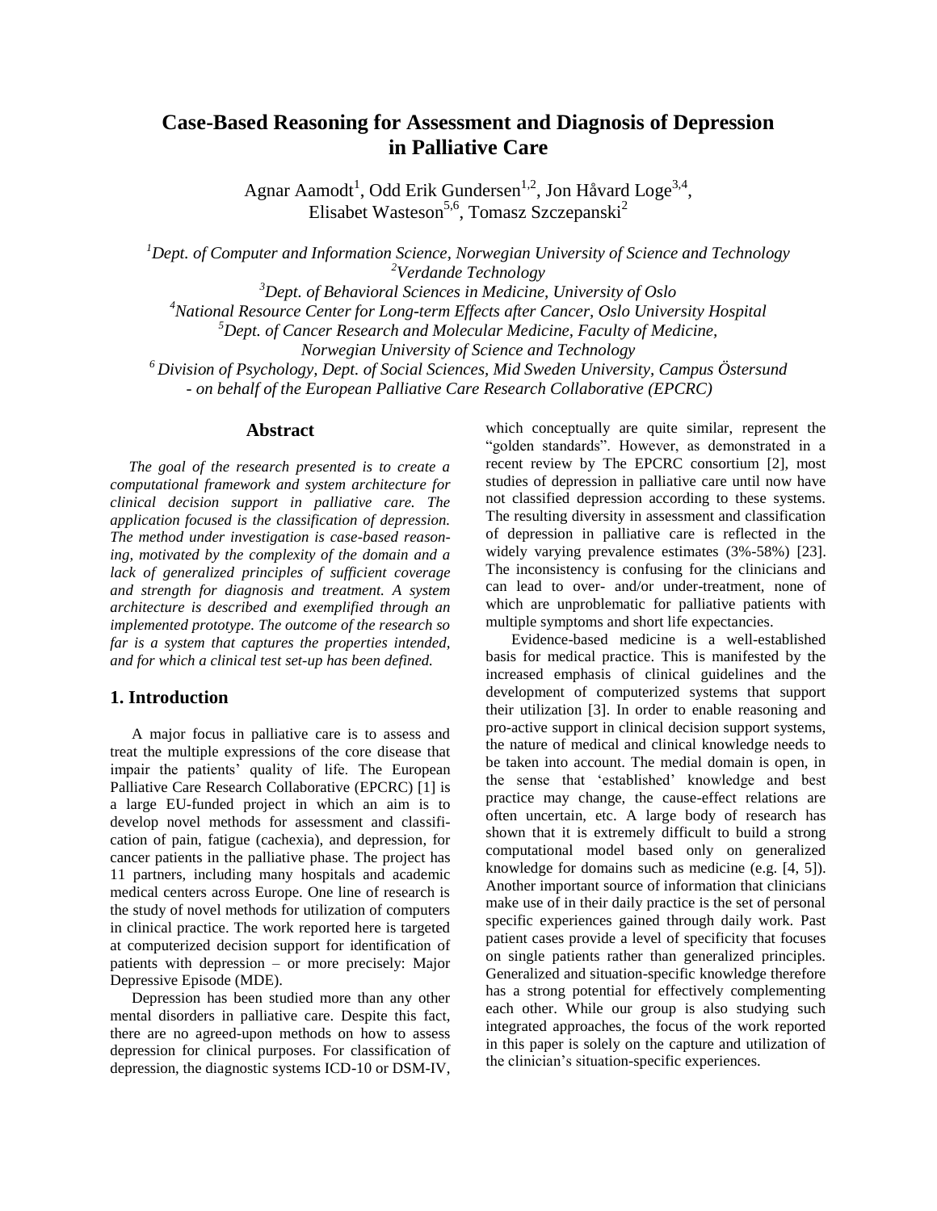# Case-Based Reasoning for Assessment and Diagnosis of Depression in Palliative Care

Agnar Aamodt[1], Odd Erik Gundersen[1,2], Jon Håvard Loge[3,4], Elisabet Wasteson[5,6], Tomasz Szczepanski[2]

[1] *Dept. of Computer and Information Science, Norwegian University of Science and Technology*
[2] *Verdande Technology*
[3] *Dept. of Behavioral Sciences in Medicine, University of Oslo*
[4] *National Resource Center for Long-term Effects after Cancer, Oslo University Hospital*
[5] *Dept. of Cancer Research and Molecular Medicine, Faculty of Medicine, Norwegian University of Science and Technology*
[6] *Division of Psychology, Dept. of Social Sciences, Mid Sweden University, Campus Östersund*
*- on behalf of the European Palliative Care Research Collaborative (EPCRC)*

## Abstract

*The goal of the research presented is to create a computational framework and system architecture for clinical decision support in palliative care. The application focused is the classification of depression. The method under investigation is case-based reasoning, motivated by the complexity of the domain and a lack of generalized principles of sufficient coverage and strength for diagnosis and treatment. A system architecture is described and exemplified through an implemented prototype. The outcome of the research so far is a system that captures the properties intended, and for which a clinical test set-up has been defined.*

## 1. Introduction

A major focus in palliative care is to assess and treat the multiple expressions of the core disease that impair the patients' quality of life. The European Palliative Care Research Collaborative (EPCRC) [1] is a large EU-funded project in which an aim is to develop novel methods for assessment and classification of pain, fatigue (cachexia), and depression, for cancer patients in the palliative phase. The project has 11 partners, including many hospitals and academic medical centers across Europe. One line of research is the study of novel methods for utilization of computers in clinical practice. The work reported here is targeted at computerized decision support for identification of patients with depression – or more precisely: Major Depressive Episode (MDE).

Depression has been studied more than any other mental disorders in palliative care. Despite this fact, there are no agreed-upon methods on how to assess depression for clinical purposes. For classification of depression, the diagnostic systems ICD-10 or DSM-IV, which conceptually are quite similar, represent the "golden standards". However, as demonstrated in a recent review by The EPCRC consortium [2], most studies of depression in palliative care until now have not classified depression according to these systems. The resulting diversity in assessment and classification of depression in palliative care is reflected in the widely varying prevalence estimates (3%-58%) [23]. The inconsistency is confusing for the clinicians and can lead to over- and/or under-treatment, none of which are unproblematic for palliative patients with multiple symptoms and short life expectancies.

Evidence-based medicine is a well-established basis for medical practice. This is manifested by the increased emphasis of clinical guidelines and the development of computerized systems that support their utilization [3]. In order to enable reasoning and pro-active support in clinical decision support systems, the nature of medical and clinical knowledge needs to be taken into account. The medial domain is open, in the sense that 'established' knowledge and best practice may change, the cause-effect relations are often uncertain, etc. A large body of research has shown that it is extremely difficult to build a strong computational model based only on generalized knowledge for domains such as medicine (e.g. [4, 5]). Another important source of information that clinicians make use of in their daily practice is the set of personal specific experiences gained through daily work. Past patient cases provide a level of specificity that focuses on single patients rather than generalized principles. Generalized and situation-specific knowledge therefore has a strong potential for effectively complementing each other. While our group is also studying such integrated approaches, the focus of the work reported in this paper is solely on the capture and utilization of the clinician's situation-specific experiences.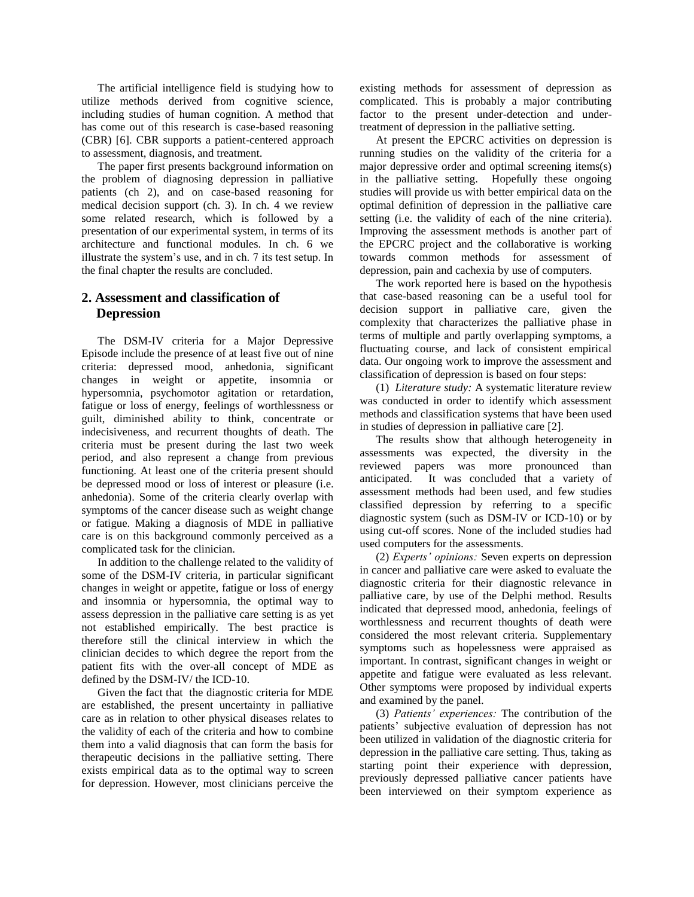The artificial intelligence field is studying how to utilize methods derived from cognitive science, including studies of human cognition. A method that has come out of this research is case-based reasoning (CBR) [6]. CBR supports a patient-centered approach to assessment, diagnosis, and treatment.

The paper first presents background information on the problem of diagnosing depression in palliative patients (ch 2), and on case-based reasoning for medical decision support (ch. 3). In ch. 4 we review some related research, which is followed by a presentation of our experimental system, in terms of its architecture and functional modules. In ch. 6 we illustrate the system's use, and in ch. 7 its test setup. In the final chapter the results are concluded.

## 2. Assessment and classification of Depression

The DSM-IV criteria for a Major Depressive Episode include the presence of at least five out of nine criteria: depressed mood, anhedonia, significant changes in weight or appetite, insomnia or hypersomnia, psychomotor agitation or retardation, fatigue or loss of energy, feelings of worthlessness or guilt, diminished ability to think, concentrate or indecisiveness, and recurrent thoughts of death. The criteria must be present during the last two week period, and also represent a change from previous functioning. At least one of the criteria present should be depressed mood or loss of interest or pleasure (i.e. anhedonia). Some of the criteria clearly overlap with symptoms of the cancer disease such as weight change or fatigue. Making a diagnosis of MDE in palliative care is on this background commonly perceived as a complicated task for the clinician.

In addition to the challenge related to the validity of some of the DSM-IV criteria, in particular significant changes in weight or appetite, fatigue or loss of energy and insomnia or hypersomnia, the optimal way to assess depression in the palliative care setting is as yet not established empirically. The best practice is therefore still the clinical interview in which the clinician decides to which degree the report from the patient fits with the over-all concept of MDE as defined by the DSM-IV/ the ICD-10.

Given the fact that the diagnostic criteria for MDE are established, the present uncertainty in palliative care as in relation to other physical diseases relates to the validity of each of the criteria and how to combine them into a valid diagnosis that can form the basis for therapeutic decisions in the palliative setting. There exists empirical data as to the optimal way to screen for depression. However, most clinicians perceive the existing methods for assessment of depression as complicated. This is probably a major contributing factor to the present under-detection and under-treatment of depression in the palliative setting.

At present the EPCRC activities on depression is running studies on the validity of the criteria for a major depressive order and optimal screening items(s) in the palliative setting. Hopefully these ongoing studies will provide us with better empirical data on the optimal definition of depression in the palliative care setting (i.e. the validity of each of the nine criteria). Improving the assessment methods is another part of the EPCRC project and the collaborative is working towards common methods for assessment of depression, pain and cachexia by use of computers.

The work reported here is based on the hypothesis that case-based reasoning can be a useful tool for decision support in palliative care, given the complexity that characterizes the palliative phase in terms of multiple and partly overlapping symptoms, a fluctuating course, and lack of consistent empirical data. Our ongoing work to improve the assessment and classification of depression is based on four steps:

(1) *Literature study:* A systematic literature review was conducted in order to identify which assessment methods and classification systems that have been used in studies of depression in palliative care [2].

The results show that although heterogeneity in assessments was expected, the diversity in the reviewed papers was more pronounced than anticipated. It was concluded that a variety of assessment methods had been used, and few studies classified depression by referring to a specific diagnostic system (such as DSM-IV or ICD-10) or by using cut-off scores. None of the included studies had used computers for the assessments.

(2) *Experts' opinions:* Seven experts on depression in cancer and palliative care were asked to evaluate the diagnostic criteria for their diagnostic relevance in palliative care, by use of the Delphi method. Results indicated that depressed mood, anhedonia, feelings of worthlessness and recurrent thoughts of death were considered the most relevant criteria. Supplementary symptoms such as hopelessness were appraised as important. In contrast, significant changes in weight or appetite and fatigue were evaluated as less relevant. Other symptoms were proposed by individual experts and examined by the panel.

(3) *Patients' experiences:* The contribution of the patients' subjective evaluation of depression has not been utilized in validation of the diagnostic criteria for depression in the palliative care setting. Thus, taking as starting point their experience with depression, previously depressed palliative cancer patients have been interviewed on their symptom experience as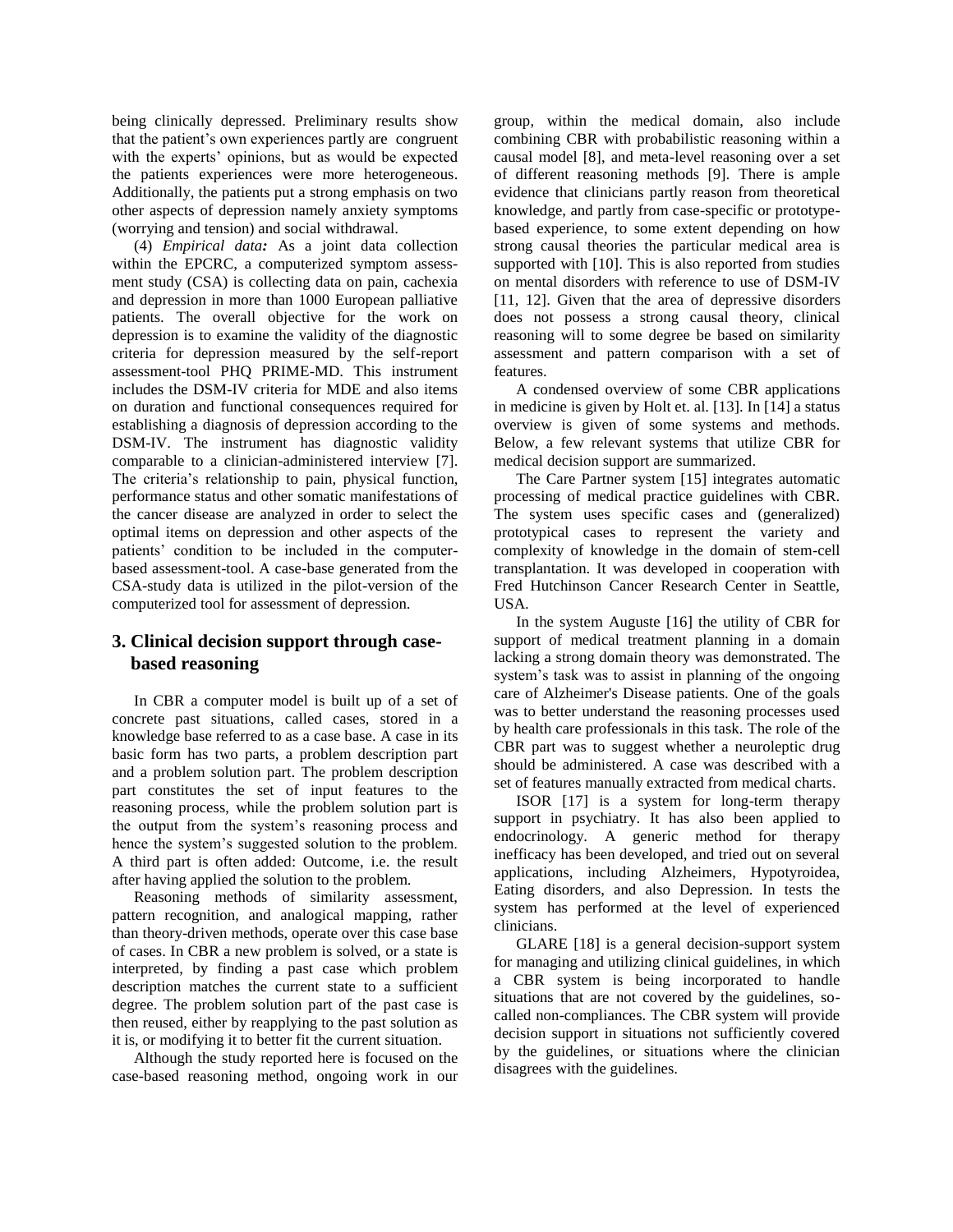being clinically depressed. Preliminary results show that the patient's own experiences partly are congruent with the experts' opinions, but as would be expected the patients experiences were more heterogeneous. Additionally, the patients put a strong emphasis on two other aspects of depression namely anxiety symptoms (worrying and tension) and social withdrawal.

(4) ***Empirical data:*** As a joint data collection within the EPCRC, a computerized symptom assessment study (CSA) is collecting data on pain, cachexia and depression in more than 1000 European palliative patients. The overall objective for the work on depression is to examine the validity of the diagnostic criteria for depression measured by the self-report assessment-tool PHQ PRIME-MD. This instrument includes the DSM-IV criteria for MDE and also items on duration and functional consequences required for establishing a diagnosis of depression according to the DSM-IV. The instrument has diagnostic validity comparable to a clinician-administered interview [7]. The criteria's relationship to pain, physical function, performance status and other somatic manifestations of the cancer disease are analyzed in order to select the optimal items on depression and other aspects of the patients' condition to be included in the computer-based assessment-tool. A case-base generated from the CSA-study data is utilized in the pilot-version of the computerized tool for assessment of depression.

## 3. Clinical decision support through case-based reasoning

In CBR a computer model is built up of a set of concrete past situations, called cases, stored in a knowledge base referred to as a case base. A case in its basic form has two parts, a problem description part and a problem solution part. The problem description part constitutes the set of input features to the reasoning process, while the problem solution part is the output from the system's reasoning process and hence the system's suggested solution to the problem. A third part is often added: Outcome, i.e. the result after having applied the solution to the problem.

Reasoning methods of similarity assessment, pattern recognition, and analogical mapping, rather than theory-driven methods, operate over this case base of cases. In CBR a new problem is solved, or a state is interpreted, by finding a past case which problem description matches the current state to a sufficient degree. The problem solution part of the past case is then reused, either by reapplying to the past solution as it is, or modifying it to better fit the current situation.

Although the study reported here is focused on the case-based reasoning method, ongoing work in our group, within the medical domain, also include combining CBR with probabilistic reasoning within a causal model [8], and meta-level reasoning over a set of different reasoning methods [9]. There is ample evidence that clinicians partly reason from theoretical knowledge, and partly from case-specific or prototype-based experience, to some extent depending on how strong causal theories the particular medical area is supported with [10]. This is also reported from studies on mental disorders with reference to use of DSM-IV [11, 12]. Given that the area of depressive disorders does not possess a strong causal theory, clinical reasoning will to some degree be based on similarity assessment and pattern comparison with a set of features.

A condensed overview of some CBR applications in medicine is given by Holt et. al. [13]. In [14] a status overview is given of some systems and methods. Below, a few relevant systems that utilize CBR for medical decision support are summarized.

The Care Partner system [15] integrates automatic processing of medical practice guidelines with CBR. The system uses specific cases and (generalized) prototypical cases to represent the variety and complexity of knowledge in the domain of stem-cell transplantation. It was developed in cooperation with Fred Hutchinson Cancer Research Center in Seattle, USA.

In the system Auguste [16] the utility of CBR for support of medical treatment planning in a domain lacking a strong domain theory was demonstrated. The system's task was to assist in planning of the ongoing care of Alzheimer's Disease patients. One of the goals was to better understand the reasoning processes used by health care professionals in this task. The role of the CBR part was to suggest whether a neuroleptic drug should be administered. A case was described with a set of features manually extracted from medical charts.

ISOR [17] is a system for long-term therapy support in psychiatry. It has also been applied to endocrinology. A generic method for therapy inefficacy has been developed, and tried out on several applications, including Alzheimers, Hypotyroidea, Eating disorders, and also Depression. In tests the system has performed at the level of experienced clinicians.

GLARE [18] is a general decision-support system for managing and utilizing clinical guidelines, in which a CBR system is being incorporated to handle situations that are not covered by the guidelines, so-called non-compliances. The CBR system will provide decision support in situations not sufficiently covered by the guidelines, or situations where the clinician disagrees with the guidelines.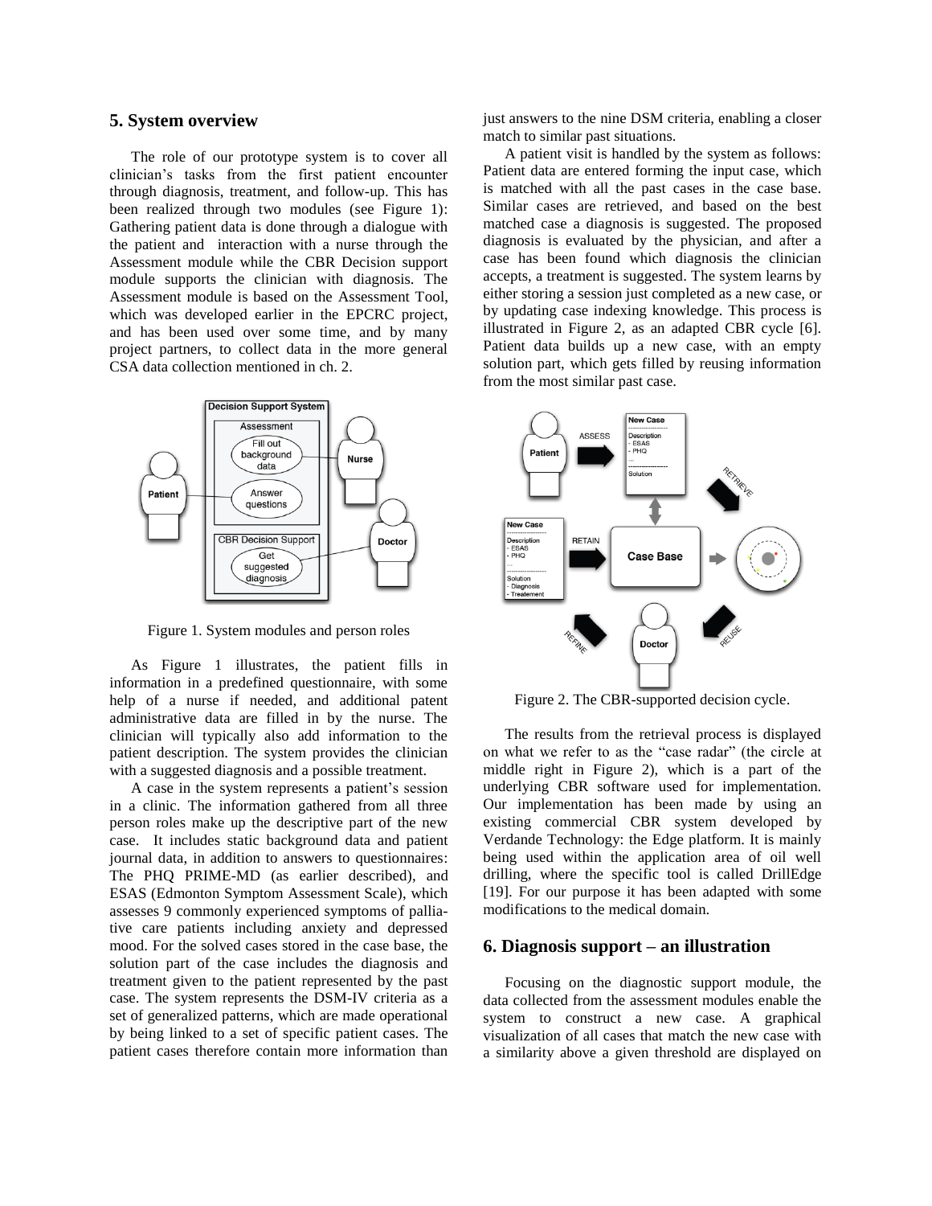## 5. System overview

The role of our prototype system is to cover all clinician's tasks from the first patient encounter through diagnosis, treatment, and follow-up. This has been realized through two modules (see Figure 1): Gathering patient data is done through a dialogue with the patient and interaction with a nurse through the Assessment module while the CBR Decision support module supports the clinician with diagnosis. The Assessment module is based on the Assessment Tool, which was developed earlier in the EPCRC project, and has been used over some time, and by many project partners, to collect data in the more general CSA data collection mentioned in ch. 2.

Decision Support System
Assessment
Fill out background data
Answer questions
CBR Decision Support
Get suggested diagnosis
Patient
Nurse
Doctor

Figure 1. System modules and person roles

As Figure 1 illustrates, the patient fills in information in a predefined questionnaire, with some help of a nurse if needed, and additional patent administrative data are filled in by the nurse. The clinician will typically also add information to the patient description. The system provides the clinician with a suggested diagnosis and a possible treatment.

A case in the system represents a patient's session in a clinic. The information gathered from all three person roles make up the descriptive part of the new case. It includes static background data and patient journal data, in addition to answers to questionnaires: The PHQ PRIME-MD (as earlier described), and ESAS (Edmonton Symptom Assessment Scale), which assesses 9 commonly experienced symptoms of palliative care patients including anxiety and depressed mood. For the solved cases stored in the case base, the solution part of the case includes the diagnosis and treatment given to the patient represented by the past case. The system represents the DSM-IV criteria as a set of generalized patterns, which are made operational by being linked to a set of specific patient cases. The patient cases therefore contain more information than just answers to the nine DSM criteria, enabling a closer match to similar past situations.

A patient visit is handled by the system as follows: Patient data are entered forming the input case, which is matched with all the past cases in the case base. Similar cases are retrieved, and based on the best matched case a diagnosis is suggested. The proposed diagnosis is evaluated by the physician, and after a case has been found which diagnosis the clinician accepts, a treatment is suggested. The system learns by either storing a session just completed as a new case, or by updating case indexing knowledge. This process is illustrated in Figure 2, as an adapted CBR cycle [6]. Patient data builds up a new case, with an empty solution part, which gets filled by reusing information from the most similar past case.

Patient
ASSESS
New Case
Description
- ESAS
- PHQ
...
Solution
RETRIEVE
Case Base
RETAIN
New Case
Description
- ESAS
- PHQ
...
Solution
- Diagnosis
- Treatement
REFINE
Doctor
REUSE

Figure 2. The CBR-supported decision cycle.

The results from the retrieval process is displayed on what we refer to as the "case radar" (the circle at middle right in Figure 2), which is a part of the underlying CBR software used for implementation. Our implementation has been made by using an existing commercial CBR system developed by Verdande Technology: the Edge platform. It is mainly being used within the application area of oil well drilling, where the specific tool is called DrillEdge [19]. For our purpose it has been adapted with some modifications to the medical domain.

## 6. Diagnosis support – an illustration

Focusing on the diagnostic support module, the data collected from the assessment modules enable the system to construct a new case. A graphical visualization of all cases that match the new case with a similarity above a given threshold are displayed on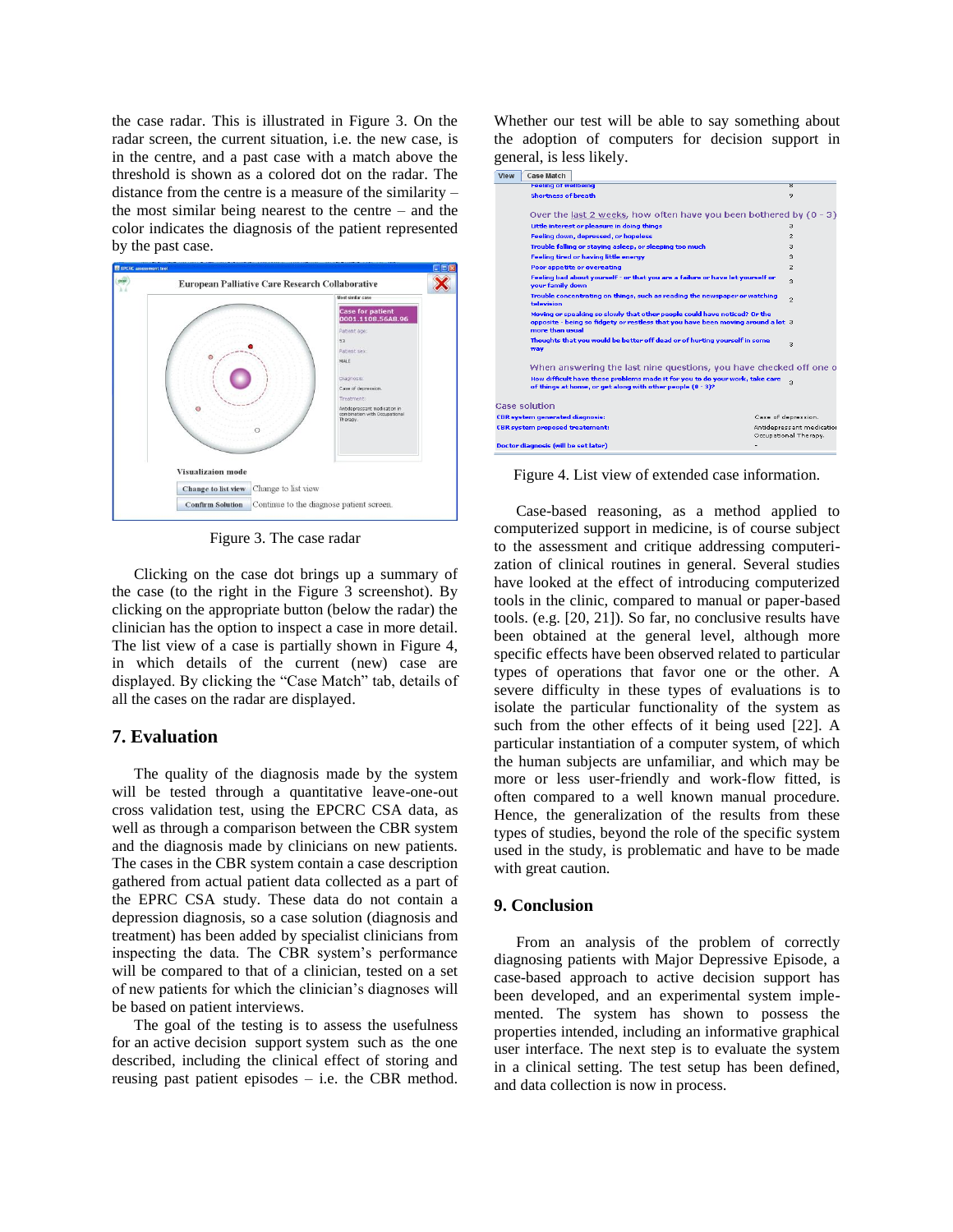the case radar. This is illustrated in Figure 3. On the radar screen, the current situation, i.e. the new case, is in the centre, and a past case with a match above the threshold is shown as a colored dot on the radar. The distance from the centre is a measure of the similarity – the most similar being nearest to the centre – and the color indicates the diagnosis of the patient represented by the past case.

Figure 3. The case radar

Clicking on the case dot brings up a summary of the case (to the right in the Figure 3 screenshot). By clicking on the appropriate button (below the radar) the clinician has the option to inspect a case in more detail. The list view of a case is partially shown in Figure 4, in which details of the current (new) case are displayed. By clicking the "Case Match" tab, details of all the cases on the radar are displayed.

## 7. Evaluation

The quality of the diagnosis made by the system will be tested through a quantitative leave-one-out cross validation test, using the EPCRC CSA data, as well as through a comparison between the CBR system and the diagnosis made by clinicians on new patients. The cases in the CBR system contain a case description gathered from actual patient data collected as a part of the EPRC CSA study. These data do not contain a depression diagnosis, so a case solution (diagnosis and treatment) has been added by specialist clinicians from inspecting the data. The CBR system's performance will be compared to that of a clinician, tested on a set of new patients for which the clinician's diagnoses will be based on patient interviews.

The goal of the testing is to assess the usefulness for an active decision support system such as the one described, including the clinical effect of storing and reusing past patient episodes – i.e. the CBR method. Whether our test will be able to say something about the adoption of computers for decision support in general, is less likely.

Figure 4. List view of extended case information.

Case-based reasoning, as a method applied to computerized support in medicine, is of course subject to the assessment and critique addressing computerization of clinical routines in general. Several studies have looked at the effect of introducing computerized tools in the clinic, compared to manual or paper-based tools. (e.g. [20, 21]). So far, no conclusive results have been obtained at the general level, although more specific effects have been observed related to particular types of operations that favor one or the other. A severe difficulty in these types of evaluations is to isolate the particular functionality of the system as such from the other effects of it being used [22]. A particular instantiation of a computer system, of which the human subjects are unfamiliar, and which may be more or less user-friendly and work-flow fitted, is often compared to a well known manual procedure. Hence, the generalization of the results from these types of studies, beyond the role of the specific system used in the study, is problematic and have to be made with great caution.

## 9. Conclusion

From an analysis of the problem of correctly diagnosing patients with Major Depressive Episode, a case-based approach to active decision support has been developed, and an experimental system implemented. The system has shown to possess the properties intended, including an informative graphical user interface. The next step is to evaluate the system in a clinical setting. The test setup has been defined, and data collection is now in process.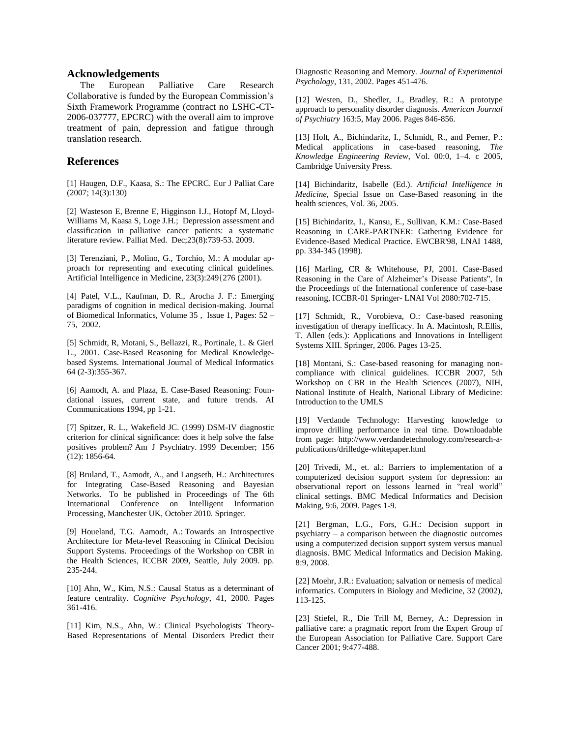## Acknowledgements

The European Palliative Care Research Collaborative is funded by the European Commission's Sixth Framework Programme (contract no LSHC-CT-2006-037777, EPCRC) with the overall aim to improve treatment of pain, depression and fatigue through translation research.

## References

[1] Haugen, D.F., Kaasa, S.: The EPCRC. Eur J Palliat Care (2007; 14(3):130)

[2] Wasteson E, Brenne E, Higginson I.J., Hotopf M, Lloyd-Williams M, Kaasa S, Loge J.H.; Depression assessment and classification in palliative cancer patients: a systematic literature review. Palliat Med. Dec;23(8):739-53. 2009.

[3] Terenziani, P., Molino, G., Torchio, M.: A modular approach for representing and executing clinical guidelines. Artificial Intelligence in Medicine, 23(3):249{276 (2001).

[4] Patel, V.L., Kaufman, D. R., Arocha J. F.: Emerging paradigms of cognition in medical decision-making. Journal of Biomedical Informatics, Volume 35 , Issue 1, Pages: 52 – 75, 2002.

[5] Schmidt, R, Motani, S., Bellazzi, R., Portinale, L. & Gierl L., 2001. Case-Based Reasoning for Medical Knowledge-based Systems. International Journal of Medical Informatics 64 (2-3):355-367.

[6] Aamodt, A. and Plaza, E. Case-Based Reasoning: Foundational issues, current state, and future trends. AI Communications 1994, pp 1-21.

[7] Spitzer, R. L., Wakefield JC. (1999) DSM-IV diagnostic criterion for clinical significance: does it help solve the false positives problem? Am J Psychiatry. 1999 December; 156 (12): 1856-64.

[8] Bruland, T., Aamodt, A., and Langseth, H.: Architectures for Integrating Case-Based Reasoning and Bayesian Networks. To be published in Proceedings of The 6th International Conference on Intelligent Information Processing, Manchester UK, October 2010. Springer.

[9] Houeland, T.G. Aamodt, A.: Towards an Introspective Architecture for Meta-level Reasoning in Clinical Decision Support Systems. Proceedings of the Workshop on CBR in the Health Sciences, ICCBR 2009, Seattle, July 2009. pp. 235-244.

[10] Ahn, W., Kim, N.S.: Causal Status as a determinant of feature centrality. *Cognitive Psychology*, 41, 2000. Pages 361-416.

[11] Kim, N.S., Ahn, W.: Clinical Psychologists' Theory-Based Representations of Mental Disorders Predict their Diagnostic Reasoning and Memory. *Journal of Experimental Psychology*, 131, 2002. Pages 451-476.

[12] Westen, D., Shedler, J., Bradley, R.: A prototype approach to personality disorder diagnosis. *American Journal of Psychiatry* 163:5, May 2006. Pages 846-856.

[13] Holt, A., Bichindaritz, I., Schmidt, R., and Perner, P.: Medical applications in case-based reasoning, *The Knowledge Engineering Review*, Vol. 00:0, 1–4. c 2005, Cambridge University Press.

[14] Bichindaritz, Isabelle (Ed.). *Artificial Intelligence in Medicine*, Special Issue on Case-Based reasoning in the health sciences, Vol. 36, 2005.

[15] Bichindaritz, I., Kansu, E., Sullivan, K.M.: Case-Based Reasoning in CARE-PARTNER: Gathering Evidence for Evidence-Based Medical Practice. EWCBR'98, LNAI 1488, pp. 334-345 (1998).

[16] Marling, CR & Whitehouse, PJ, 2001. Case-Based Reasoning in the Care of Alzheimer's Disease Patients", In the Proceedings of the International conference of case-base reasoning, ICCBR-01 Springer- LNAI Vol 2080:702-715.

[17] Schmidt, R., Vorobieva, O.: Case-based reasoning investigation of therapy inefficacy. In A. Macintosh, R.Ellis, T. Allen (eds.): Applications and Innovations in Intelligent Systems XIII. Springer, 2006. Pages 13-25.

[18] Montani, S.: Case-based reasoning for managing non-compliance with clinical guidelines. ICCBR 2007, 5th Workshop on CBR in the Health Sciences (2007), NIH, National Institute of Health, National Library of Medicine: Introduction to the UMLS

[19] Verdande Technology: Harvesting knowledge to improve drilling performance in real time. Downloadable from page: http://www.verdandetechnology.com/research-a-publications/drilledge-whitepaper.html

[20] Trivedi, M., et. al.: Barriers to implementation of a computerized decision support system for depression: an observational report on lessons learned in "real world" clinical settings. BMC Medical Informatics and Decision Making, 9:6, 2009. Pages 1-9.

[21] Bergman, L.G., Fors, G.H.: Decision support in psychiatry – a comparison between the diagnostic outcomes using a computerized decision support system versus manual diagnosis. BMC Medical Informatics and Decision Making. 8:9, 2008.

[22] Moehr, J.R.: Evaluation; salvation or nemesis of medical informatics. Computers in Biology and Medicine, 32 (2002), 113-125.

[23] Stiefel, R., Die Trill M, Berney, A.: Depression in palliative care: a pragmatic report from the Expert Group of the European Association for Palliative Care. Support Care Cancer 2001; 9:477-488.